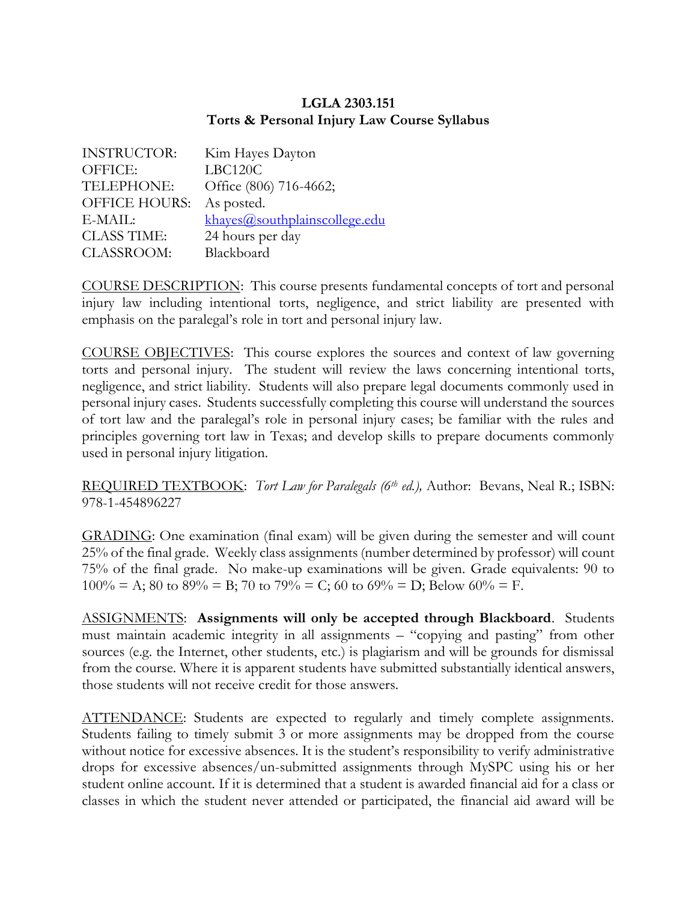**LGLA 2303.151**
**Torts & Personal Injury Law Course Syllabus**

INSTRUCTOR: Kim Hayes Dayton
OFFICE: LBC120C
TELEPHONE: Office (806) 716-4662;
OFFICE HOURS: As posted.
E-MAIL: khayes@southplainscollege.edu
CLASS TIME: 24 hours per day
CLASSROOM: Blackboard

COURSE DESCRIPTION: This course presents fundamental concepts of tort and personal injury law including intentional torts, negligence, and strict liability are presented with emphasis on the paralegal's role in tort and personal injury law.

COURSE OBJECTIVES: This course explores the sources and context of law governing torts and personal injury. The student will review the laws concerning intentional torts, negligence, and strict liability. Students will also prepare legal documents commonly used in personal injury cases. Students successfully completing this course will understand the sources of tort law and the paralegal's role in personal injury cases; be familiar with the rules and principles governing tort law in Texas; and develop skills to prepare documents commonly used in personal injury litigation.

REQUIRED TEXTBOOK: *Tort Law for Paralegals (6th ed.),* Author: Bevans, Neal R.; ISBN: 978-1-454896227

GRADING: One examination (final exam) will be given during the semester and will count 25% of the final grade. Weekly class assignments (number determined by professor) will count 75% of the final grade. No make-up examinations will be given. Grade equivalents: 90 to 100% = A; 80 to 89% = B; 70 to 79% = C; 60 to 69% = D; Below 60% = F.

ASSIGNMENTS: **Assignments will only be accepted through Blackboard**. Students must maintain academic integrity in all assignments – "copying and pasting" from other sources (e.g. the Internet, other students, etc.) is plagiarism and will be grounds for dismissal from the course. Where it is apparent students have submitted substantially identical answers, those students will not receive credit for those answers.

ATTENDANCE: Students are expected to regularly and timely complete assignments. Students failing to timely submit 3 or more assignments may be dropped from the course without notice for excessive absences. It is the student's responsibility to verify administrative drops for excessive absences/un-submitted assignments through MySPC using his or her student online account. If it is determined that a student is awarded financial aid for a class or classes in which the student never attended or participated, the financial aid award will be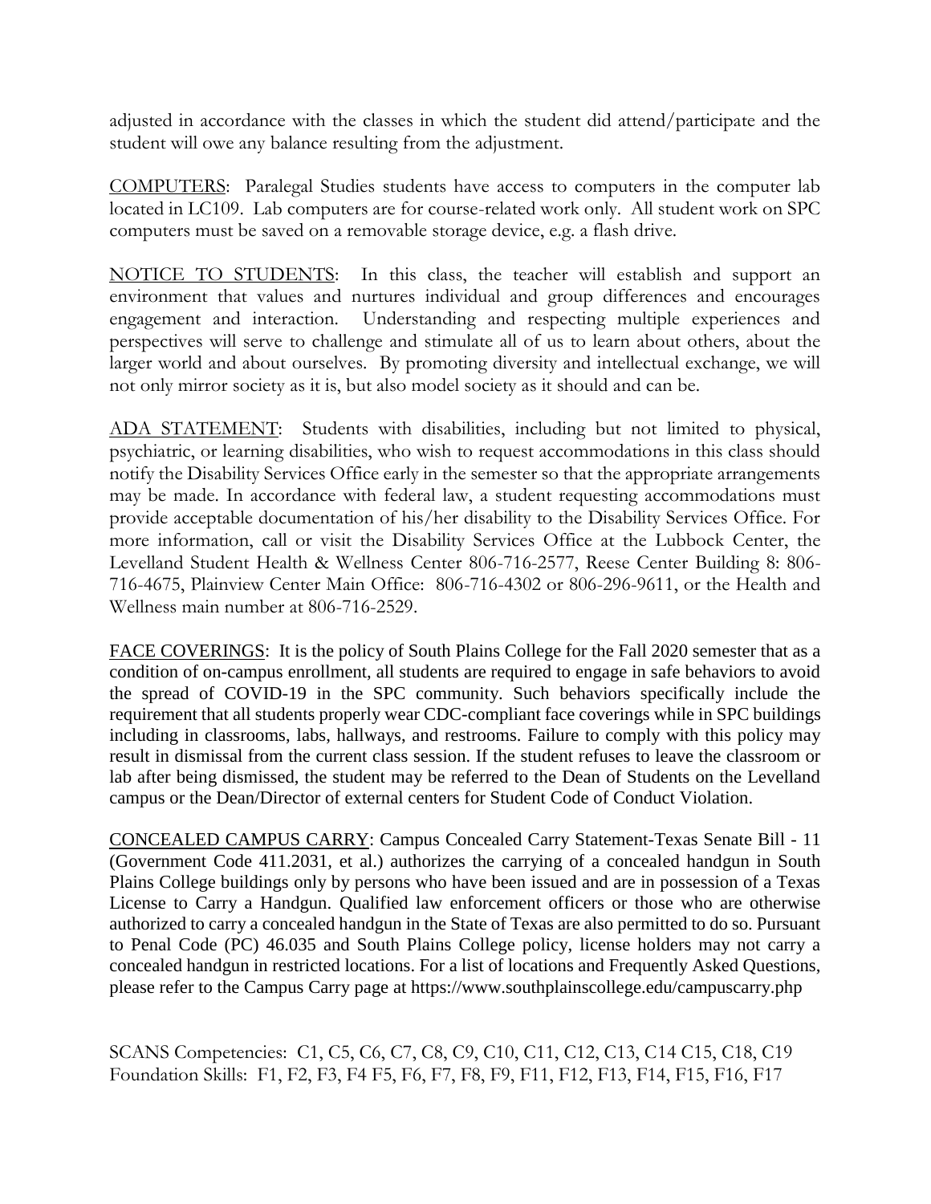adjusted in accordance with the classes in which the student did attend/participate and the student will owe any balance resulting from the adjustment.

COMPUTERS: Paralegal Studies students have access to computers in the computer lab located in LC109. Lab computers are for course-related work only. All student work on SPC computers must be saved on a removable storage device, e.g. a flash drive.

NOTICE TO STUDENTS: In this class, the teacher will establish and support an environment that values and nurtures individual and group differences and encourages engagement and interaction. Understanding and respecting multiple experiences and perspectives will serve to challenge and stimulate all of us to learn about others, about the larger world and about ourselves. By promoting diversity and intellectual exchange, we will not only mirror society as it is, but also model society as it should and can be.

ADA STATEMENT: Students with disabilities, including but not limited to physical, psychiatric, or learning disabilities, who wish to request accommodations in this class should notify the Disability Services Office early in the semester so that the appropriate arrangements may be made. In accordance with federal law, a student requesting accommodations must provide acceptable documentation of his/her disability to the Disability Services Office. For more information, call or visit the Disability Services Office at the Lubbock Center, the Levelland Student Health & Wellness Center 806-716-2577, Reese Center Building 8: 806-716-4675, Plainview Center Main Office: 806-716-4302 or 806-296-9611, or the Health and Wellness main number at 806-716-2529.

FACE COVERINGS: It is the policy of South Plains College for the Fall 2020 semester that as a condition of on-campus enrollment, all students are required to engage in safe behaviors to avoid the spread of COVID-19 in the SPC community. Such behaviors specifically include the requirement that all students properly wear CDC-compliant face coverings while in SPC buildings including in classrooms, labs, hallways, and restrooms. Failure to comply with this policy may result in dismissal from the current class session. If the student refuses to leave the classroom or lab after being dismissed, the student may be referred to the Dean of Students on the Levelland campus or the Dean/Director of external centers for Student Code of Conduct Violation.

CONCEALED CAMPUS CARRY: Campus Concealed Carry Statement-Texas Senate Bill - 11 (Government Code 411.2031, et al.) authorizes the carrying of a concealed handgun in South Plains College buildings only by persons who have been issued and are in possession of a Texas License to Carry a Handgun. Qualified law enforcement officers or those who are otherwise authorized to carry a concealed handgun in the State of Texas are also permitted to do so. Pursuant to Penal Code (PC) 46.035 and South Plains College policy, license holders may not carry a concealed handgun in restricted locations. For a list of locations and Frequently Asked Questions, please refer to the Campus Carry page at https://www.southplainscollege.edu/campuscarry.php

SCANS Competencies: C1, C5, C6, C7, C8, C9, C10, C11, C12, C13, C14 C15, C18, C19
Foundation Skills: F1, F2, F3, F4 F5, F6, F7, F8, F9, F11, F12, F13, F14, F15, F16, F17